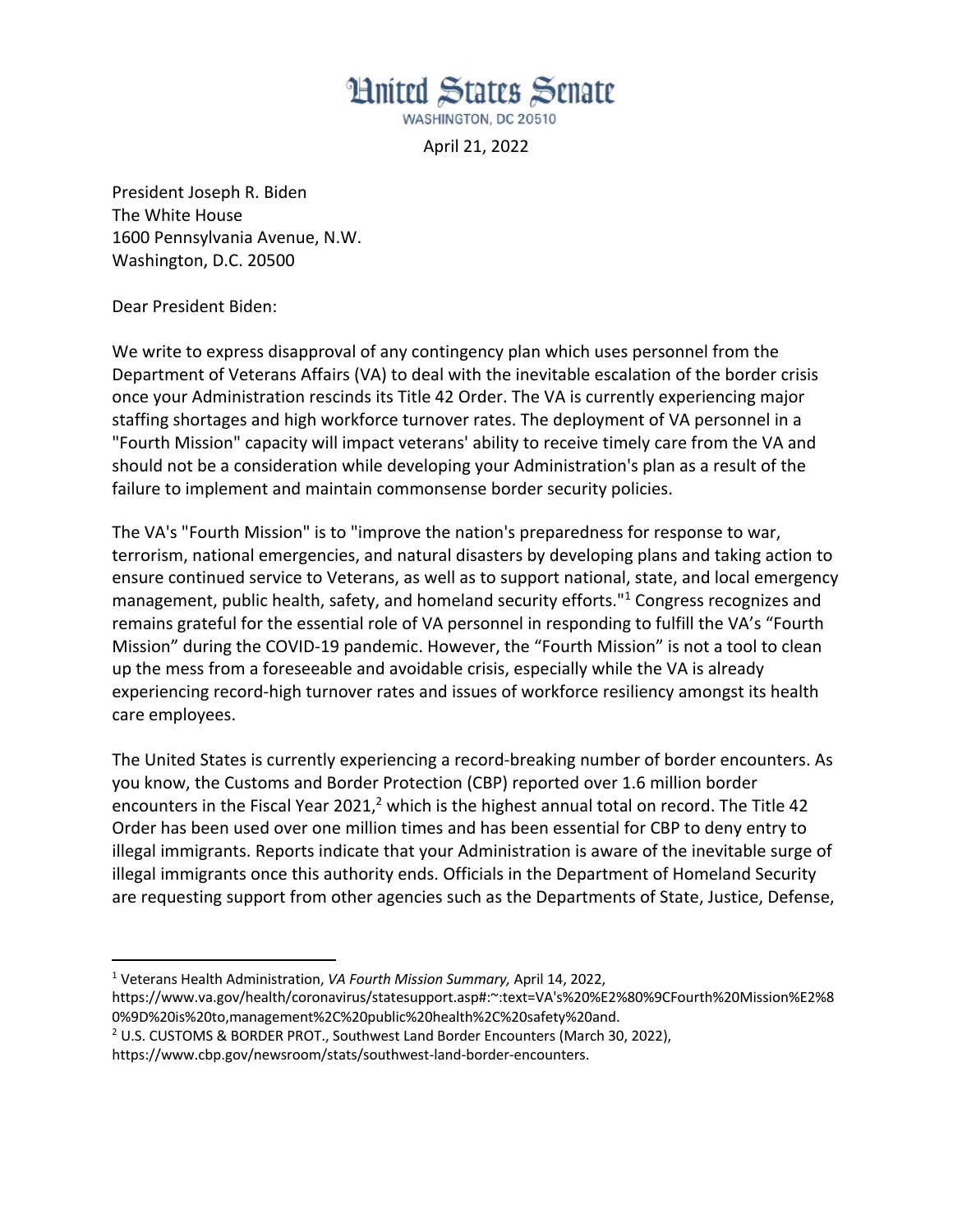# United States Senate

WASHINGTON, DC 20510

April 21, 2022

President Joseph R. Biden
The White House
1600 Pennsylvania Avenue, N.W.
Washington, D.C. 20500

Dear President Biden:

We write to express disapproval of any contingency plan which uses personnel from the Department of Veterans Affairs (VA) to deal with the inevitable escalation of the border crisis once your Administration rescinds its Title 42 Order. The VA is currently experiencing major staffing shortages and high workforce turnover rates. The deployment of VA personnel in a "Fourth Mission" capacity will impact veterans' ability to receive timely care from the VA and should not be a consideration while developing your Administration's plan as a result of the failure to implement and maintain commonsense border security policies.

The VA's "Fourth Mission" is to "improve the nation's preparedness for response to war, terrorism, national emergencies, and natural disasters by developing plans and taking action to ensure continued service to Veterans, as well as to support national, state, and local emergency management, public health, safety, and homeland security efforts."[1] Congress recognizes and remains grateful for the essential role of VA personnel in responding to fulfill the VA's "Fourth Mission" during the COVID-19 pandemic. However, the "Fourth Mission" is not a tool to clean up the mess from a foreseeable and avoidable crisis, especially while the VA is already experiencing record-high turnover rates and issues of workforce resiliency amongst its health care employees.

The United States is currently experiencing a record-breaking number of border encounters. As you know, the Customs and Border Protection (CBP) reported over 1.6 million border encounters in the Fiscal Year 2021,[2] which is the highest annual total on record. The Title 42 Order has been used over one million times and has been essential for CBP to deny entry to illegal immigrants. Reports indicate that your Administration is aware of the inevitable surge of illegal immigrants once this authority ends. Officials in the Department of Homeland Security are requesting support from other agencies such as the Departments of State, Justice, Defense,

---

[1] Veterans Health Administration, *VA Fourth Mission Summary,* April 14, 2022, https://www.va.gov/health/coronavirus/statesupport.asp#:~:text=VA's%20%E2%80%9CFourth%20Mission%E2%80%9D%20is%20to,management%2C%20public%20health%2C%20safety%20and.

[2] U.S. CUSTOMS & BORDER PROT., Southwest Land Border Encounters (March 30, 2022), https://www.cbp.gov/newsroom/stats/southwest-land-border-encounters.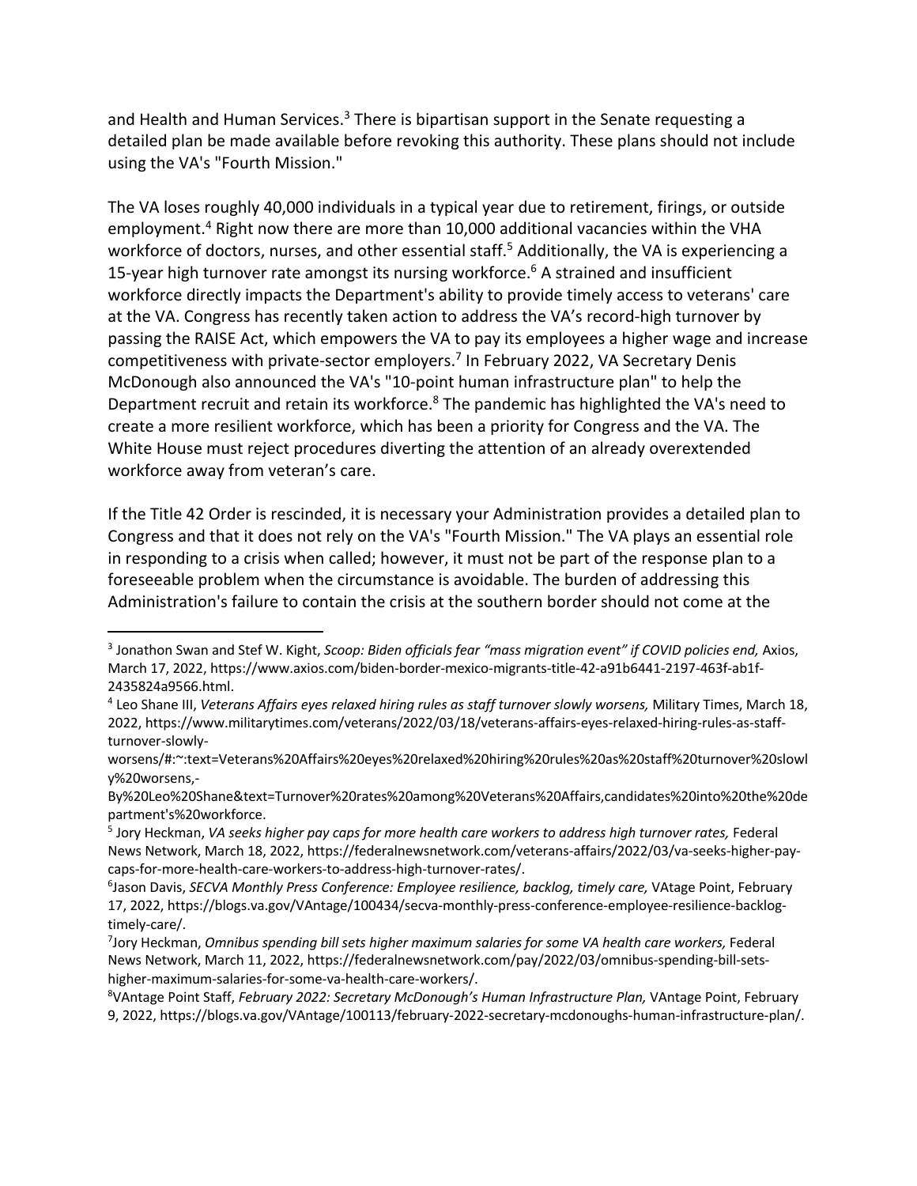and Health and Human Services.[3] There is bipartisan support in the Senate requesting a detailed plan be made available before revoking this authority. These plans should not include using the VA's "Fourth Mission."

The VA loses roughly 40,000 individuals in a typical year due to retirement, firings, or outside employment.[4] Right now there are more than 10,000 additional vacancies within the VHA workforce of doctors, nurses, and other essential staff.[5] Additionally, the VA is experiencing a 15-year high turnover rate amongst its nursing workforce.[6] A strained and insufficient workforce directly impacts the Department's ability to provide timely access to veterans' care at the VA. Congress has recently taken action to address the VA's record-high turnover by passing the RAISE Act, which empowers the VA to pay its employees a higher wage and increase competitiveness with private-sector employers.[7] In February 2022, VA Secretary Denis McDonough also announced the VA's "10-point human infrastructure plan" to help the Department recruit and retain its workforce.[8] The pandemic has highlighted the VA's need to create a more resilient workforce, which has been a priority for Congress and the VA. The White House must reject procedures diverting the attention of an already overextended workforce away from veteran's care.

If the Title 42 Order is rescinded, it is necessary your Administration provides a detailed plan to Congress and that it does not rely on the VA's "Fourth Mission." The VA plays an essential role in responding to a crisis when called; however, it must not be part of the response plan to a foreseeable problem when the circumstance is avoidable. The burden of addressing this Administration's failure to contain the crisis at the southern border should not come at the

---

[3] Jonathon Swan and Stef W. Kight, *Scoop: Biden officials fear "mass migration event" if COVID policies end,* Axios, March 17, 2022, https://www.axios.com/biden-border-mexico-migrants-title-42-a91b6441-2197-463f-ab1f-2435824a9566.html.

[4] Leo Shane III, *Veterans Affairs eyes relaxed hiring rules as staff turnover slowly worsens,* Military Times, March 18, 2022, https://www.militarytimes.com/veterans/2022/03/18/veterans-affairs-eyes-relaxed-hiring-rules-as-staff-turnover-slowly-worsens/#:~:text=Veterans%20Affairs%20eyes%20relaxed%20hiring%20rules%20as%20staff%20turnover%20slowly%20worsens,-By%20Leo%20Shane&text=Turnover%20rates%20among%20Veterans%20Affairs,candidates%20into%20the%20department's%20workforce.

[5] Jory Heckman, *VA seeks higher pay caps for more health care workers to address high turnover rates,* Federal News Network, March 18, 2022, https://federalnewsnetwork.com/veterans-affairs/2022/03/va-seeks-higher-pay-caps-for-more-health-care-workers-to-address-high-turnover-rates/.

[6] Jason Davis, *SECVA Monthly Press Conference: Employee resilience, backlog, timely care,* VAntage Point, February 17, 2022, https://blogs.va.gov/VAntage/100434/secva-monthly-press-conference-employee-resilience-backlog-timely-care/.

[7] Jory Heckman, *Omnibus spending bill sets higher maximum salaries for some VA health care workers,* Federal News Network, March 11, 2022, https://federalnewsnetwork.com/pay/2022/03/omnibus-spending-bill-sets-higher-maximum-salaries-for-some-va-health-care-workers/.

[8] VAntage Point Staff, *February 2022: Secretary McDonough's Human Infrastructure Plan,* VAntage Point, February 9, 2022, https://blogs.va.gov/VAntage/100113/february-2022-secretary-mcdonoughs-human-infrastructure-plan/.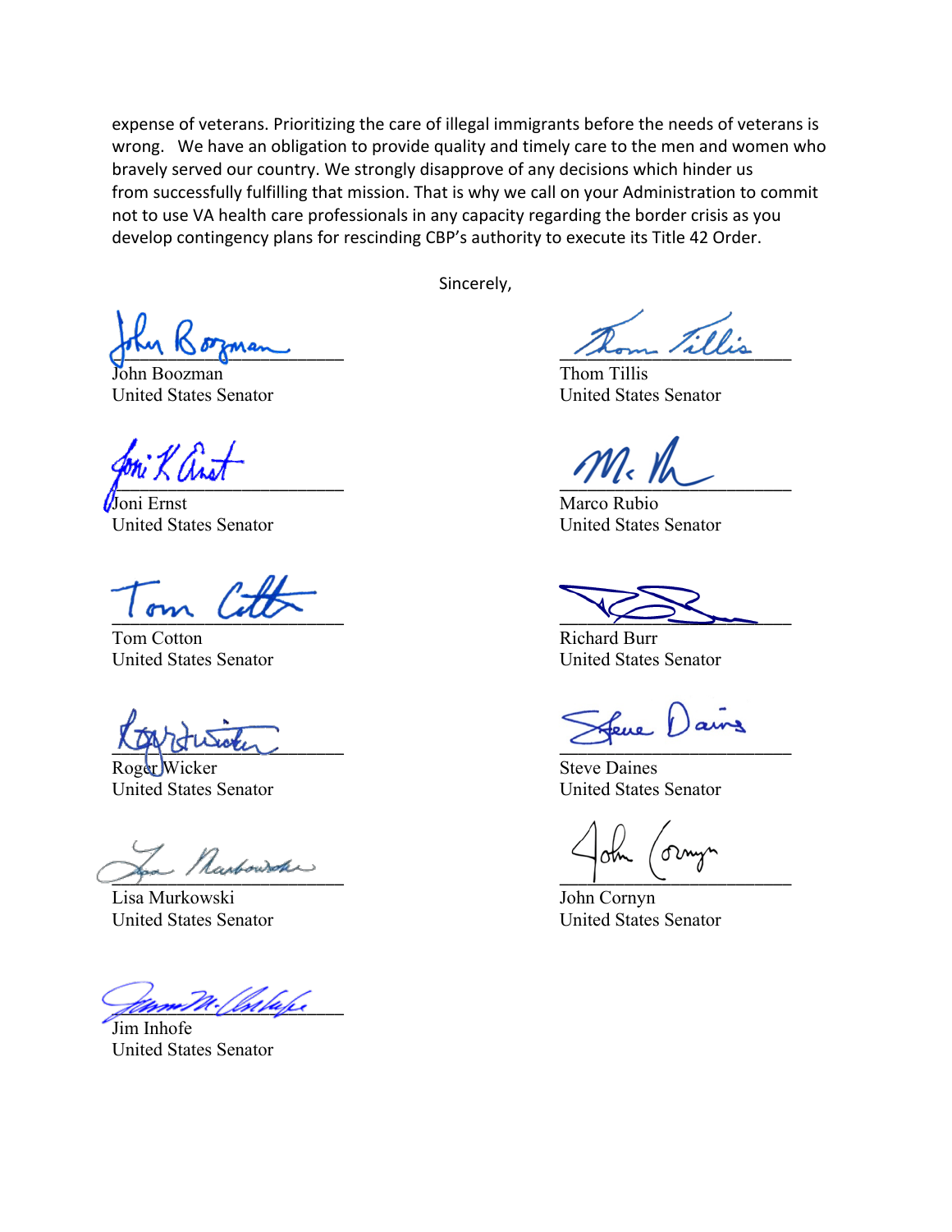expense of veterans. Prioritizing the care of illegal immigrants before the needs of veterans is wrong. We have an obligation to provide quality and timely care to the men and women who bravely served our country. We strongly disapprove of any decisions which hinder us from successfully fulfilling that mission. That is why we call on your Administration to commit not to use VA health care professionals in any capacity regarding the border crisis as you develop contingency plans for rescinding CBP's authority to execute its Title 42 Order.

Sincerely,

John Boozman
United States Senator

Thom Tillis
United States Senator

Joni Ernst
United States Senator

Marco Rubio
United States Senator

Tom Cotton
United States Senator

Richard Burr
United States Senator

Roger Wicker
United States Senator

Steve Daines
United States Senator

Lisa Murkowski
United States Senator

John Cornyn
United States Senator

Jim Inhofe
United States Senator